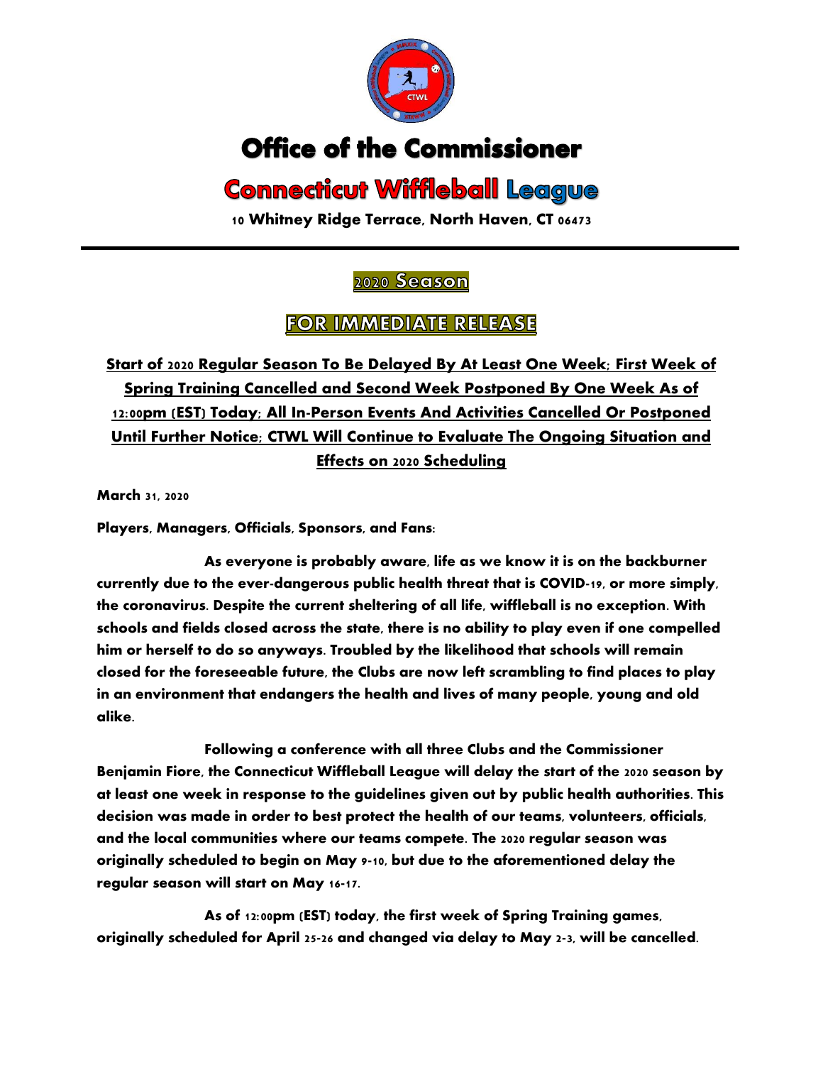# Office of the Commissioner

# Connecticut Wiffleball League

**10 Whitney Ridge Terrace, North Haven, CT 06473**

---

## 2020 Season

## FOR IMMEDIATE RELEASE

**Start of 2020 Regular Season To Be Delayed By At Least One Week; First Week of Spring Training Cancelled and Second Week Postponed By One Week As of 12:00pm (EST) Today; All In-Person Events And Activities Cancelled Or Postponed Until Further Notice; CTWL Will Continue to Evaluate The Ongoing Situation and Effects on 2020 Scheduling**

**March 31, 2020**

**Players, Managers, Officials, Sponsors, and Fans:**

**As everyone is probably aware, life as we know it is on the backburner currently due to the ever-dangerous public health threat that is COVID-19, or more simply, the coronavirus. Despite the current sheltering of all life, wiffleball is no exception. With schools and fields closed across the state, there is no ability to play even if one compelled him or herself to do so anyways. Troubled by the likelihood that schools will remain closed for the foreseeable future, the Clubs are now left scrambling to find places to play in an environment that endangers the health and lives of many people, young and old alike.**

**Following a conference with all three Clubs and the Commissioner Benjamin Fiore, the Connecticut Wiffleball League will delay the start of the 2020 season by at least one week in response to the guidelines given out by public health authorities. This decision was made in order to best protect the health of our teams, volunteers, officials, and the local communities where our teams compete. The 2020 regular season was originally scheduled to begin on May 9-10, but due to the aforementioned delay the regular season will start on May 16-17.**

**As of 12:00pm (EST) today, the first week of Spring Training games, originally scheduled for April 25-26 and changed via delay to May 2-3, will be cancelled.**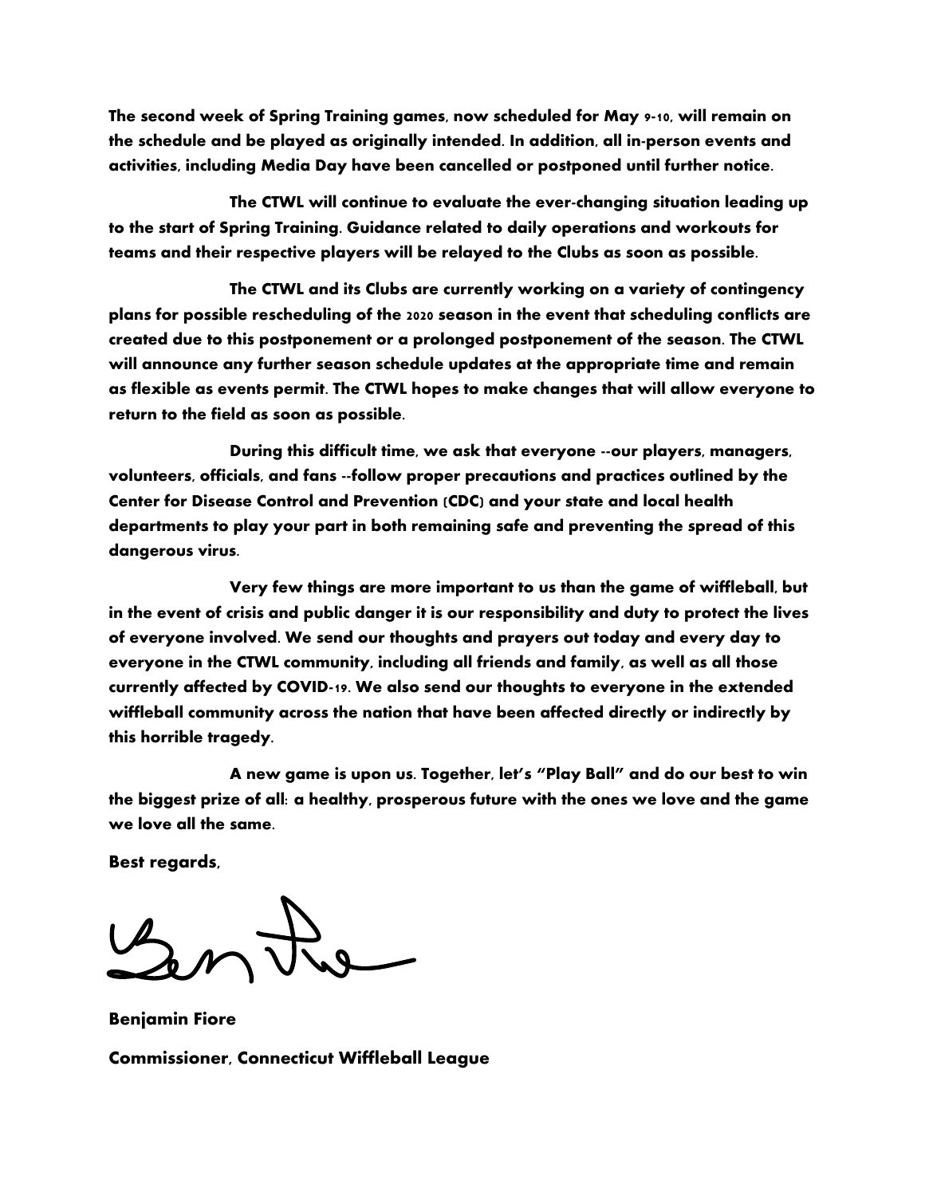**The second week of Spring Training games, now scheduled for May 9-10, will remain on the schedule and be played as originally intended. In addition, all in-person events and activities, including Media Day have been cancelled or postponed until further notice.**

**The CTWL will continue to evaluate the ever-changing situation leading up to the start of Spring Training. Guidance related to daily operations and workouts for teams and their respective players will be relayed to the Clubs as soon as possible.**

**The CTWL and its Clubs are currently working on a variety of contingency plans for possible rescheduling of the 2020 season in the event that scheduling conflicts are created due to this postponement or a prolonged postponement of the season. The CTWL will announce any further season schedule updates at the appropriate time and remain as flexible as events permit. The CTWL hopes to make changes that will allow everyone to return to the field as soon as possible.**

**During this difficult time, we ask that everyone --our players, managers, volunteers, officials, and fans --follow proper precautions and practices outlined by the Center for Disease Control and Prevention (CDC) and your state and local health departments to play your part in both remaining safe and preventing the spread of this dangerous virus.**

**Very few things are more important to us than the game of wiffleball, but in the event of crisis and public danger it is our responsibility and duty to protect the lives of everyone involved. We send our thoughts and prayers out today and every day to everyone in the CTWL community, including all friends and family, as well as all those currently affected by COVID-19. We also send our thoughts to everyone in the extended wiffleball community across the nation that have been affected directly or indirectly by this horrible tragedy.**

**A new game is upon us. Together, let's "Play Ball" and do our best to win the biggest prize of all: a healthy, prosperous future with the ones we love and the game we love all the same.**

**Best regards,**

**Benjamin Fiore**

**Commissioner, Connecticut Wiffleball League**